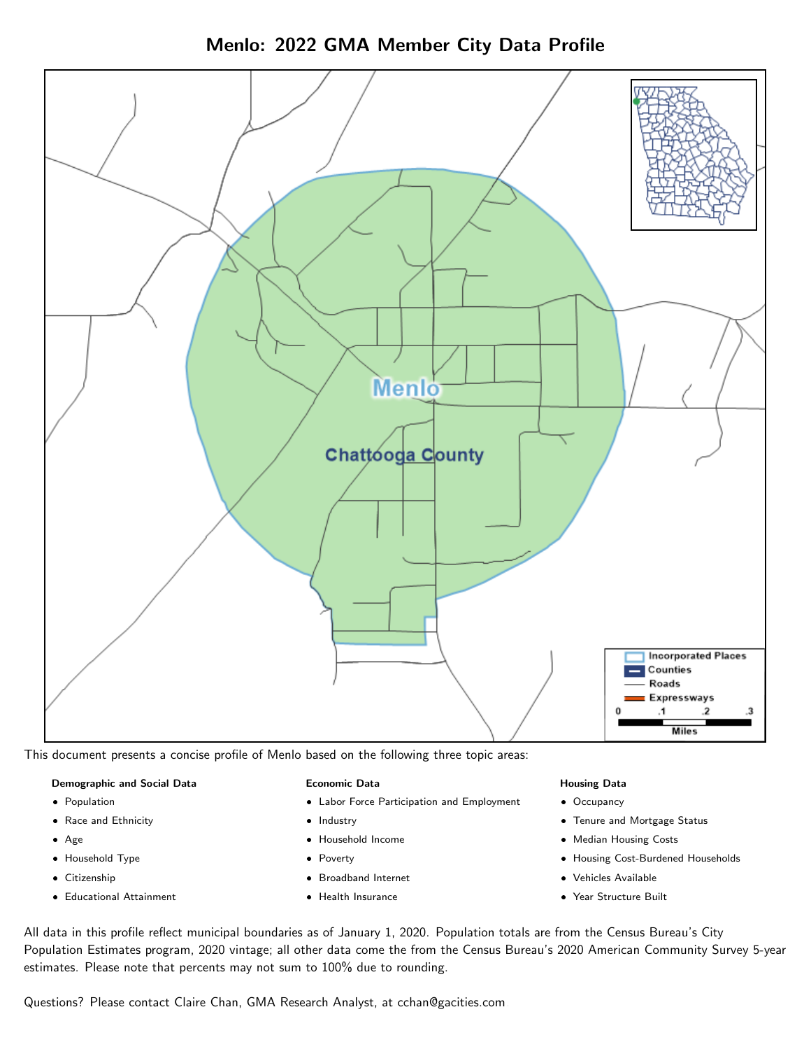# Menlo: 2022 GMA Member City Data Profile

This document presents a concise profile of Menlo based on the following three topic areas:

**Demographic and Social Data**

- Population
- Race and Ethnicity
- Age
- Household Type
- Citizenship
- Educational Attainment

**Economic Data**

- Labor Force Participation and Employment
- Industry
- Household Income
- Poverty
- Broadband Internet
- Health Insurance

**Housing Data**

- Occupancy
- Tenure and Mortgage Status
- Median Housing Costs
- Housing Cost-Burdened Households
- Vehicles Available
- Year Structure Built

All data in this profile reflect municipal boundaries as of January 1, 2020. Population totals are from the Census Bureau's City Population Estimates program, 2020 vintage; all other data come the from the Census Bureau's 2020 American Community Survey 5-year estimates. Please note that percents may not sum to 100% due to rounding.

Questions? Please contact Claire Chan, GMA Research Analyst, at cchan@gacities.com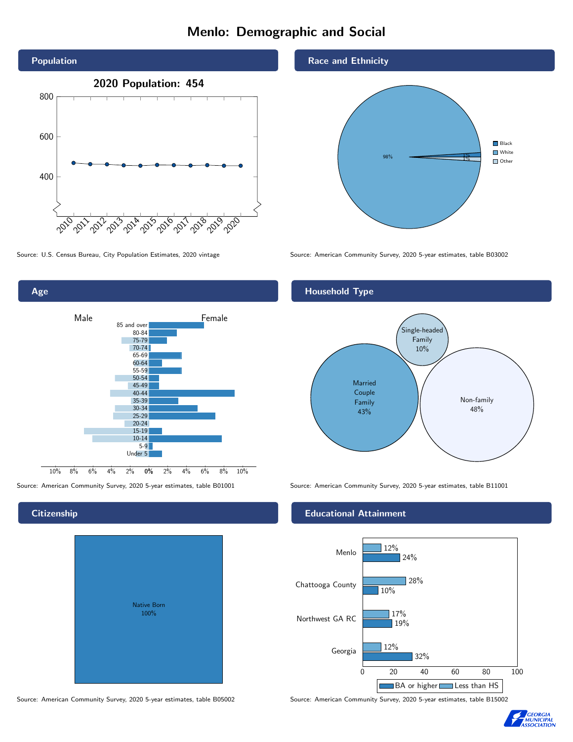# Menlo: Demographic and Social

## Population

2020 Population: 454

Source: U.S. Census Bureau, City Population Estimates, 2020 vintage

## Race and Ethnicity

| Race | Percent |
|---|---|
| White | 98% |
| Black | 1% |
| Other | 1% |

Source: American Community Survey, 2020 5-year estimates, table B03002

## Age

Source: American Community Survey, 2020 5-year estimates, table B01001

## Household Type

| Household Type | Percent |
|---|---|
| Single-headed Family | 10% |
| Married Couple Family | 43% |
| Non-family | 48% |

Source: American Community Survey, 2020 5-year estimates, table B11001

## Citizenship

Native Born 100%

Source: American Community Survey, 2020 5-year estimates, table B05002

## Educational Attainment

| | Less than HS | BA or higher |
|---|---|---|
| Menlo | 12% | 24% |
| Chattooga County | 28% | 10% |
| Northwest GA RC | 17% | 19% |
| Georgia | 12% | 32% |

Source: American Community Survey, 2020 5-year estimates, table B15002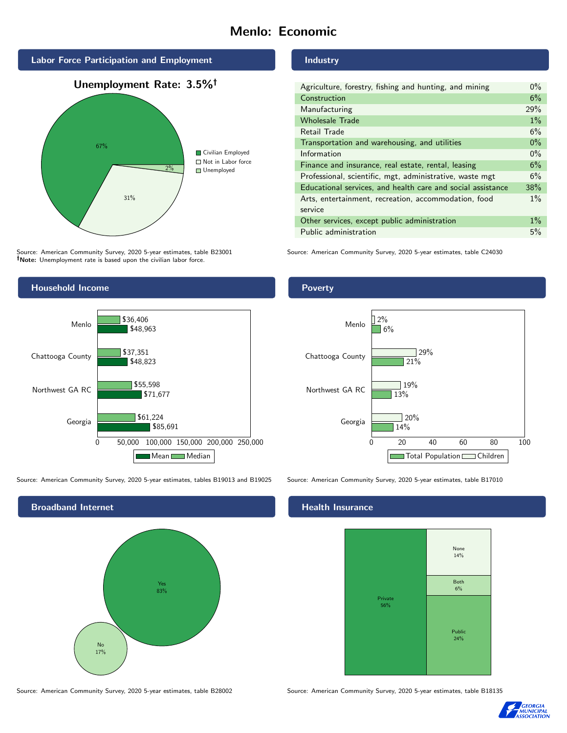# Menlo: Economic

## Labor Force Participation and Employment

**Unemployment Rate: 3.5%†**

| Category | Percent |
|---|---|
| Civilian Employed | 67% |
| Not in Labor force | 31% |
| Unemployed | 2% |

Source: American Community Survey, 2020 5-year estimates, table B23001
**†Note:** Unemployment rate is based upon the civilian labor force.

## Industry

| Industry | Percent |
|---|---|
| Agriculture, forestry, fishing and hunting, and mining | 0% |
| Construction | 6% |
| Manufacturing | 29% |
| Wholesale Trade | 1% |
| Retail Trade | 6% |
| Transportation and warehousing, and utilities | 0% |
| Information | 0% |
| Finance and insurance, real estate, rental, leasing | 6% |
| Professional, scientific, mgt, administrative, waste mgt | 6% |
| Educational services, and health care and social assistance | 38% |
| Arts, entertainment, recreation, accommodation, food service | 1% |
| Other services, except public administration | 1% |
| Public administration | 5% |

Source: American Community Survey, 2020 5-year estimates, table C24030

## Household Income

| | Median | Mean |
|---|---|---|
| Menlo | $36,406 | $48,963 |
| Chattooga County | $37,351 | $48,823 |
| Northwest GA RC | $55,598 | $71,677 |
| Georgia | $61,224 | $85,691 |

Source: American Community Survey, 2020 5-year estimates, tables B19013 and B19025

## Poverty

| | Children | Total Population |
|---|---|---|
| Menlo | 2% | 6% |
| Chattooga County | 29% | 21% |
| Northwest GA RC | 19% | 13% |
| Georgia | 20% | 14% |

Source: American Community Survey, 2020 5-year estimates, table B17010

## Broadband Internet

| Response | Percent |
|---|---|
| Yes | 83% |
| No | 17% |

Source: American Community Survey, 2020 5-year estimates, table B28002

## Health Insurance

| Type | Percent |
|---|---|
| Private | 56% |
| Public | 24% |
| Both | 6% |
| None | 14% |

Source: American Community Survey, 2020 5-year estimates, table B18135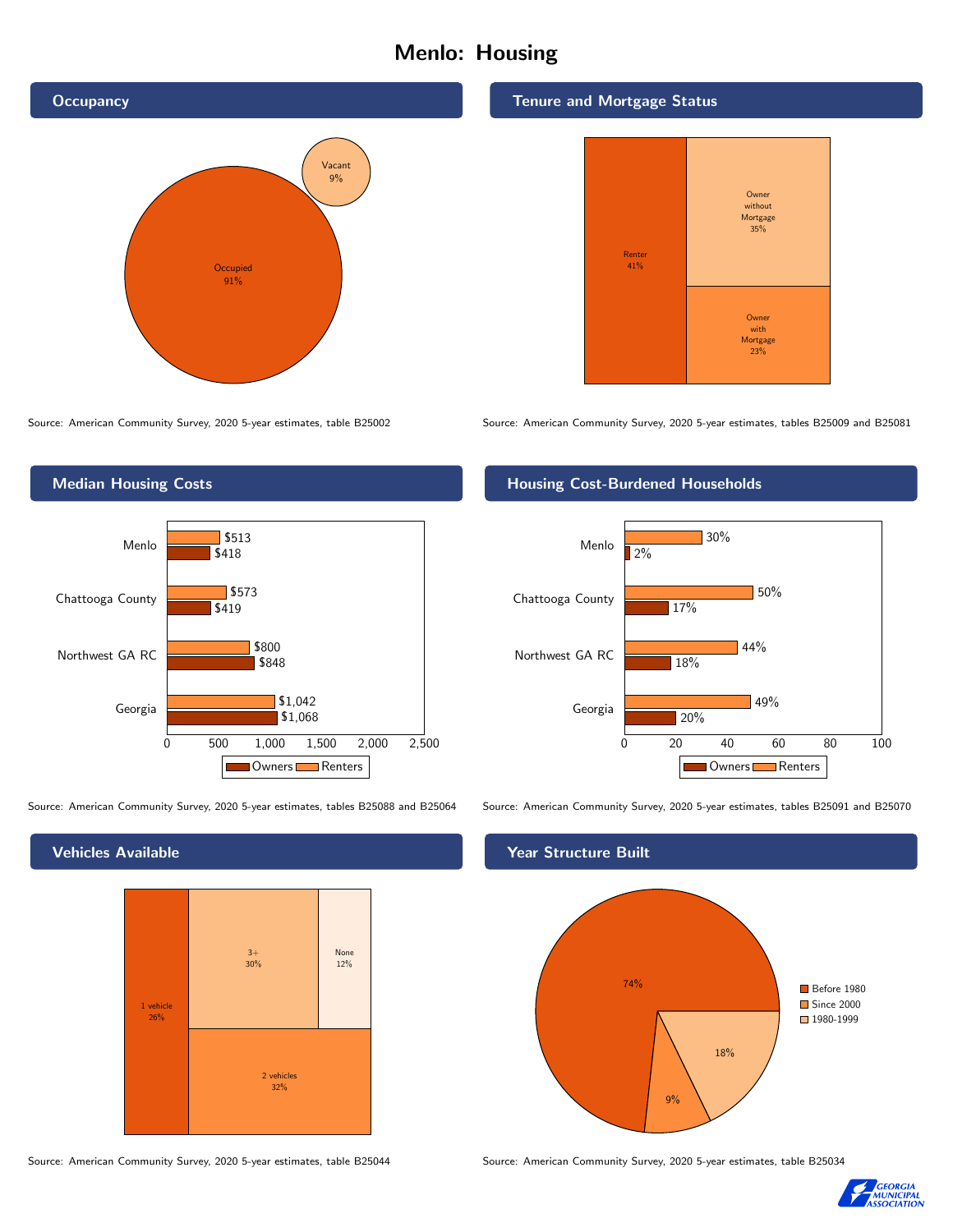# Menlo: Housing

## Occupancy

Vacant
9%

Occupied
91%

Source: American Community Survey, 2020 5-year estimates, table B25002

## Tenure and Mortgage Status

Renter
41%

Owner without Mortgage
35%

Owner with Mortgage
23%

Source: American Community Survey, 2020 5-year estimates, tables B25009 and B25081

## Median Housing Costs

Menlo
$513
$418

Chattooga County
$573
$419

Northwest GA RC
$800
$848

Georgia
$1,042
$1,068

0 500 1,000 1,500 2,000 2,500

Owners Renters

Source: American Community Survey, 2020 5-year estimates, tables B25088 and B25064

## Housing Cost-Burdened Households

Menlo
30%
2%

Chattooga County
50%
17%

Northwest GA RC
44%
18%

Georgia
49%
20%

0 20 40 60 80 100

Owners Renters

Source: American Community Survey, 2020 5-year estimates, tables B25091 and B25070

## Vehicles Available

1 vehicle
26%

3+
30%

None
12%

2 vehicles
32%

Source: American Community Survey, 2020 5-year estimates, table B25044

## Year Structure Built

74%

9%

18%

Before 1980
Since 2000
1980-1999

Source: American Community Survey, 2020 5-year estimates, table B25034

GEORGIA MUNICIPAL ASSOCIATION